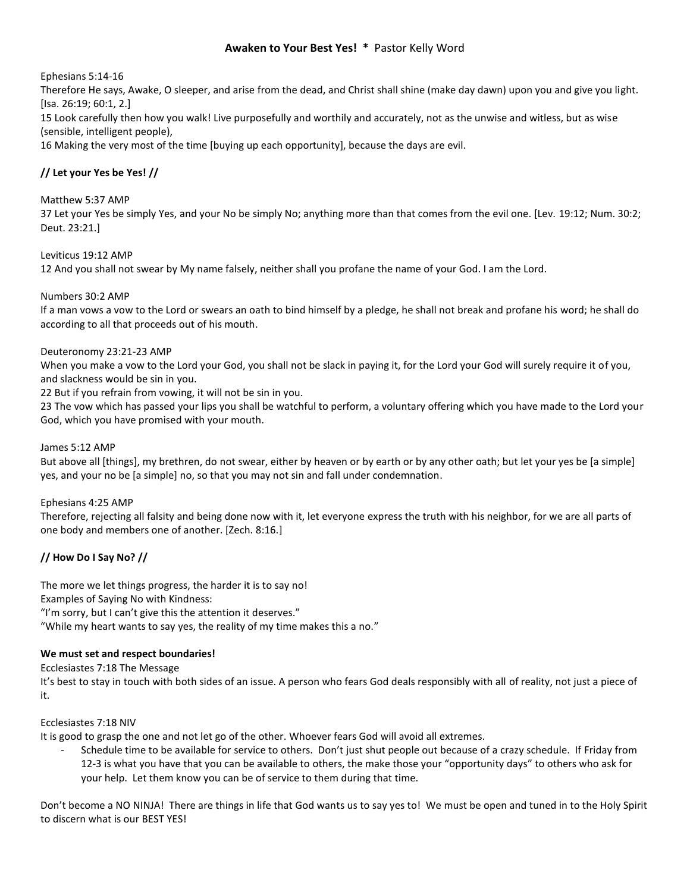# Awaken to Your Best Yes! * Pastor Kelly Word

Ephesians 5:14-16
Therefore He says, Awake, O sleeper, and arise from the dead, and Christ shall shine (make day dawn) upon you and give you light. [Isa. 26:19; 60:1, 2.]
15 Look carefully then how you walk! Live purposefully and worthily and accurately, not as the unwise and witless, but as wise (sensible, intelligent people),
16 Making the very most of the time [buying up each opportunity], because the days are evil.

## // Let your Yes be Yes! //

Matthew 5:37 AMP
37 Let your Yes be simply Yes, and your No be simply No; anything more than that comes from the evil one. [Lev. 19:12; Num. 30:2; Deut. 23:21.]

Leviticus 19:12 AMP
12 And you shall not swear by My name falsely, neither shall you profane the name of your God. I am the Lord.

Numbers 30:2 AMP
If a man vows a vow to the Lord or swears an oath to bind himself by a pledge, he shall not break and profane his word; he shall do according to all that proceeds out of his mouth.

Deuteronomy 23:21-23 AMP
When you make a vow to the Lord your God, you shall not be slack in paying it, for the Lord your God will surely require it of you, and slackness would be sin in you.
22 But if you refrain from vowing, it will not be sin in you.
23 The vow which has passed your lips you shall be watchful to perform, a voluntary offering which you have made to the Lord your God, which you have promised with your mouth.

James 5:12 AMP
But above all [things], my brethren, do not swear, either by heaven or by earth or by any other oath; but let your yes be [a simple] yes, and your no be [a simple] no, so that you may not sin and fall under condemnation.

Ephesians 4:25 AMP
Therefore, rejecting all falsity and being done now with it, let everyone express the truth with his neighbor, for we are all parts of one body and members one of another. [Zech. 8:16.]

## // How Do I Say No? //

The more we let things progress, the harder it is to say no!
Examples of Saying No with Kindness:
"I'm sorry, but I can't give this the attention it deserves."
"While my heart wants to say yes, the reality of my time makes this a no."

**We must set and respect boundaries!**
Ecclesiastes 7:18 The Message
It's best to stay in touch with both sides of an issue. A person who fears God deals responsibly with all of reality, not just a piece of it.

Ecclesiastes 7:18 NIV
It is good to grasp the one and not let go of the other. Whoever fears God will avoid all extremes.

- Schedule time to be available for service to others. Don't just shut people out because of a crazy schedule. If Friday from 12-3 is what you have that you can be available to others, the make those your "opportunity days" to others who ask for your help. Let them know you can be of service to them during that time.

Don't become a NO NINJA! There are things in life that God wants us to say yes to! We must be open and tuned in to the Holy Spirit to discern what is our BEST YES!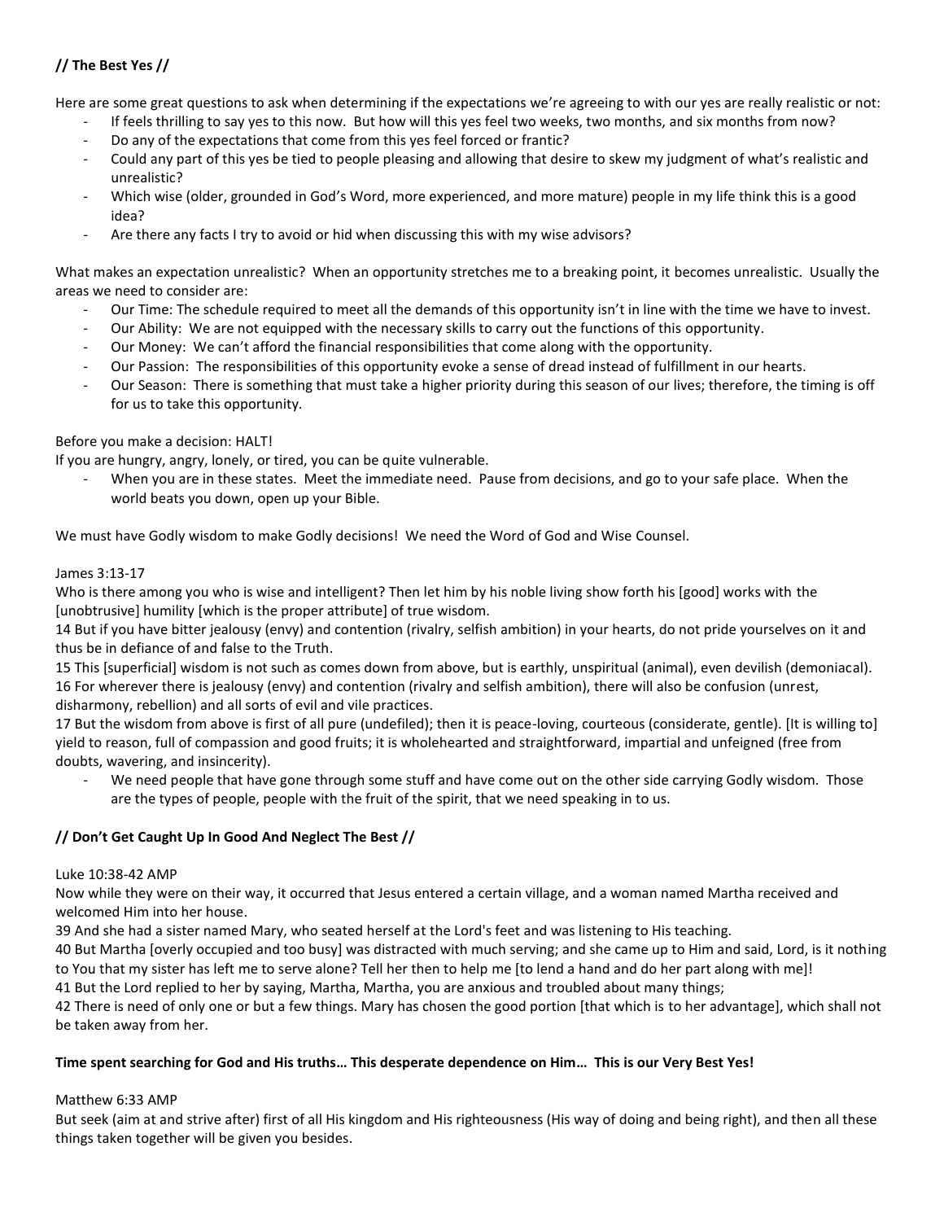**// The Best Yes //**

Here are some great questions to ask when determining if the expectations we're agreeing to with our yes are really realistic or not:

- If feels thrilling to say yes to this now. But how will this yes feel two weeks, two months, and six months from now?
- Do any of the expectations that come from this yes feel forced or frantic?
- Could any part of this yes be tied to people pleasing and allowing that desire to skew my judgment of what's realistic and unrealistic?
- Which wise (older, grounded in God's Word, more experienced, and more mature) people in my life think this is a good idea?
- Are there any facts I try to avoid or hid when discussing this with my wise advisors?

What makes an expectation unrealistic? When an opportunity stretches me to a breaking point, it becomes unrealistic. Usually the areas we need to consider are:

- Our Time: The schedule required to meet all the demands of this opportunity isn't in line with the time we have to invest.
- Our Ability: We are not equipped with the necessary skills to carry out the functions of this opportunity.
- Our Money: We can't afford the financial responsibilities that come along with the opportunity.
- Our Passion: The responsibilities of this opportunity evoke a sense of dread instead of fulfillment in our hearts.
- Our Season: There is something that must take a higher priority during this season of our lives; therefore, the timing is off for us to take this opportunity.

Before you make a decision: HALT!
If you are hungry, angry, lonely, or tired, you can be quite vulnerable.

- When you are in these states. Meet the immediate need. Pause from decisions, and go to your safe place. When the world beats you down, open up your Bible.

We must have Godly wisdom to make Godly decisions! We need the Word of God and Wise Counsel.

James 3:13-17
Who is there among you who is wise and intelligent? Then let him by his noble living show forth his [good] works with the [unobtrusive] humility [which is the proper attribute] of true wisdom.
14 But if you have bitter jealousy (envy) and contention (rivalry, selfish ambition) in your hearts, do not pride yourselves on it and thus be in defiance of and false to the Truth.
15 This [superficial] wisdom is not such as comes down from above, but is earthly, unspiritual (animal), even devilish (demoniacal).
16 For wherever there is jealousy (envy) and contention (rivalry and selfish ambition), there will also be confusion (unrest, disharmony, rebellion) and all sorts of evil and vile practices.
17 But the wisdom from above is first of all pure (undefiled); then it is peace-loving, courteous (considerate, gentle). [It is willing to] yield to reason, full of compassion and good fruits; it is wholehearted and straightforward, impartial and unfeigned (free from doubts, wavering, and insincerity).

- We need people that have gone through some stuff and have come out on the other side carrying Godly wisdom. Those are the types of people, people with the fruit of the spirit, that we need speaking in to us.

**// Don't Get Caught Up In Good And Neglect The Best //**

Luke 10:38-42 AMP
Now while they were on their way, it occurred that Jesus entered a certain village, and a woman named Martha received and welcomed Him into her house.
39 And she had a sister named Mary, who seated herself at the Lord's feet and was listening to His teaching.
40 But Martha [overly occupied and too busy] was distracted with much serving; and she came up to Him and said, Lord, is it nothing to You that my sister has left me to serve alone? Tell her then to help me [to lend a hand and do her part along with me]!
41 But the Lord replied to her by saying, Martha, Martha, you are anxious and troubled about many things;
42 There is need of only one or but a few things. Mary has chosen the good portion [that which is to her advantage], which shall not be taken away from her.

**Time spent searching for God and His truths… This desperate dependence on Him… This is our Very Best Yes!**

Matthew 6:33 AMP
But seek (aim at and strive after) first of all His kingdom and His righteousness (His way of doing and being right), and then all these things taken together will be given you besides.